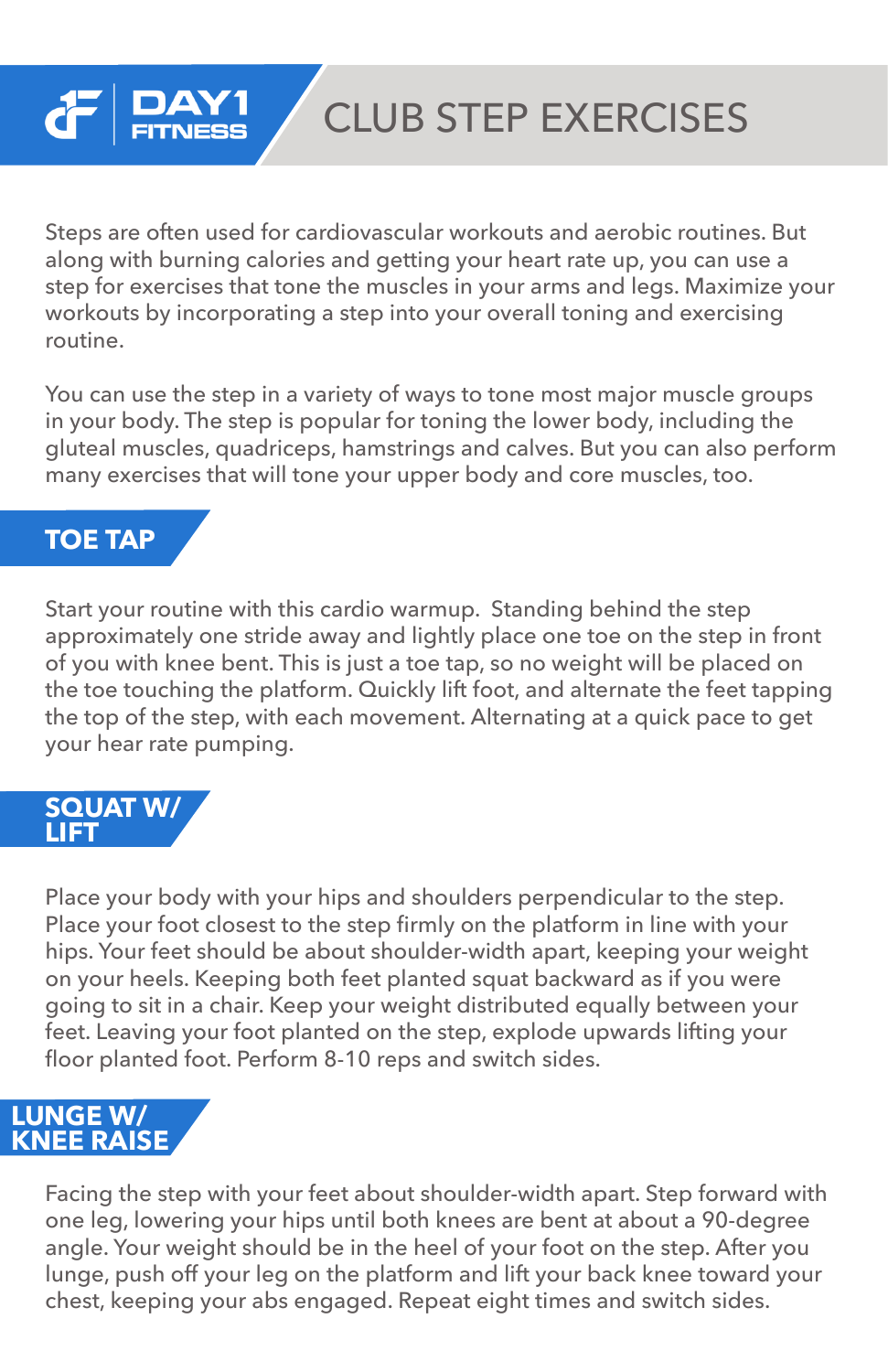DAY1 FITNESS

# CLUB STEP EXERCISES

Steps are often used for cardiovascular workouts and aerobic routines. But along with burning calories and getting your heart rate up, you can use a step for exercises that tone the muscles in your arms and legs. Maximize your workouts by incorporating a step into your overall toning and exercising routine.

You can use the step in a variety of ways to tone most major muscle groups in your body. The step is popular for toning the lower body, including the gluteal muscles, quadriceps, hamstrings and calves. But you can also perform many exercises that will tone your upper body and core muscles, too.

## TOE TAP

Start your routine with this cardio warmup.  Standing behind the step approximately one stride away and lightly place one toe on the step in front of you with knee bent. This is just a toe tap, so no weight will be placed on the toe touching the platform. Quickly lift foot, and alternate the feet tapping the top of the step, with each movement. Alternating at a quick pace to get your hear rate pumping.

## SQUAT W/ LIFT

Place your body with your hips and shoulders perpendicular to the step. Place your foot closest to the step firmly on the platform in line with your hips. Your feet should be about shoulder-width apart, keeping your weight on your heels. Keeping both feet planted squat backward as if you were going to sit in a chair. Keep your weight distributed equally between your feet. Leaving your foot planted on the step, explode upwards lifting your floor planted foot. Perform 8-10 reps and switch sides.

## LUNGE W/ KNEE RAISE

Facing the step with your feet about shoulder-width apart. Step forward with one leg, lowering your hips until both knees are bent at about a 90-degree angle. Your weight should be in the heel of your foot on the step. After you lunge, push off your leg on the platform and lift your back knee toward your chest, keeping your abs engaged. Repeat eight times and switch sides.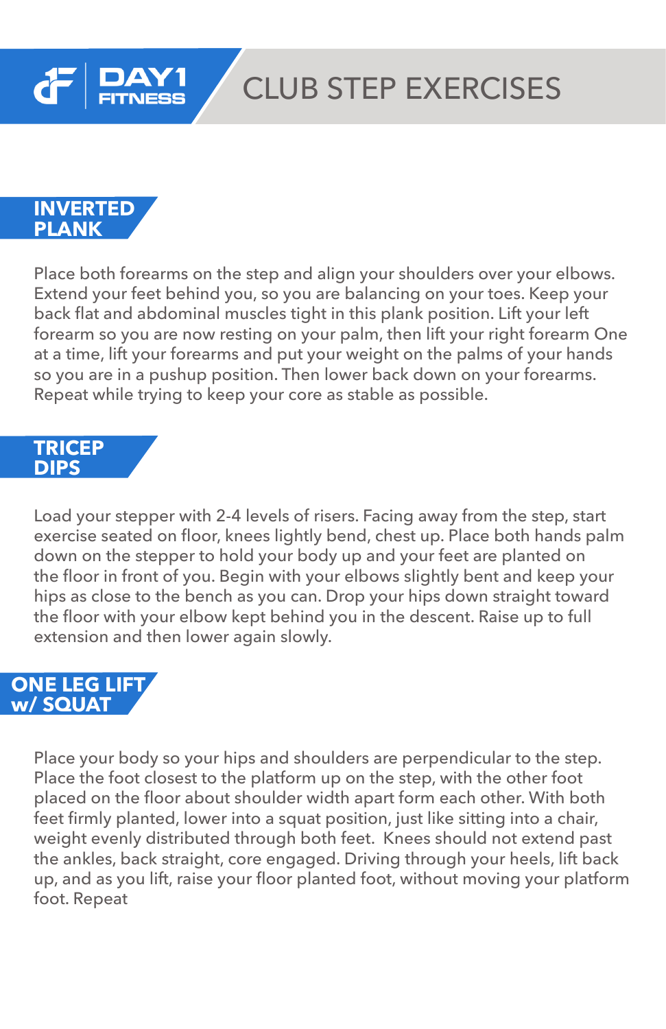# CLUB STEP EXERCISES

## INVERTED PLANK

Place both forearms on the step and align your shoulders over your elbows. Extend your feet behind you, so you are balancing on your toes. Keep your back flat and abdominal muscles tight in this plank position. Lift your left forearm so you are now resting on your palm, then lift your right forearm One at a time, lift your forearms and put your weight on the palms of your hands so you are in a pushup position. Then lower back down on your forearms. Repeat while trying to keep your core as stable as possible.

## TRICEP DIPS

Load your stepper with 2-4 levels of risers. Facing away from the step, start exercise seated on floor, knees lightly bend, chest up. Place both hands palm down on the stepper to hold your body up and your feet are planted on the floor in front of you. Begin with your elbows slightly bent and keep your hips as close to the bench as you can. Drop your hips down straight toward the floor with your elbow kept behind you in the descent. Raise up to full extension and then lower again slowly.

## ONE LEG LIFT w/ SQUAT

Place your body so your hips and shoulders are perpendicular to the step. Place the foot closest to the platform up on the step, with the other foot placed on the floor about shoulder width apart form each other. With both feet firmly planted, lower into a squat position, just like sitting into a chair, weight evenly distributed through both feet. Knees should not extend past the ankles, back straight, core engaged. Driving through your heels, lift back up, and as you lift, raise your floor planted foot, without moving your platform foot. Repeat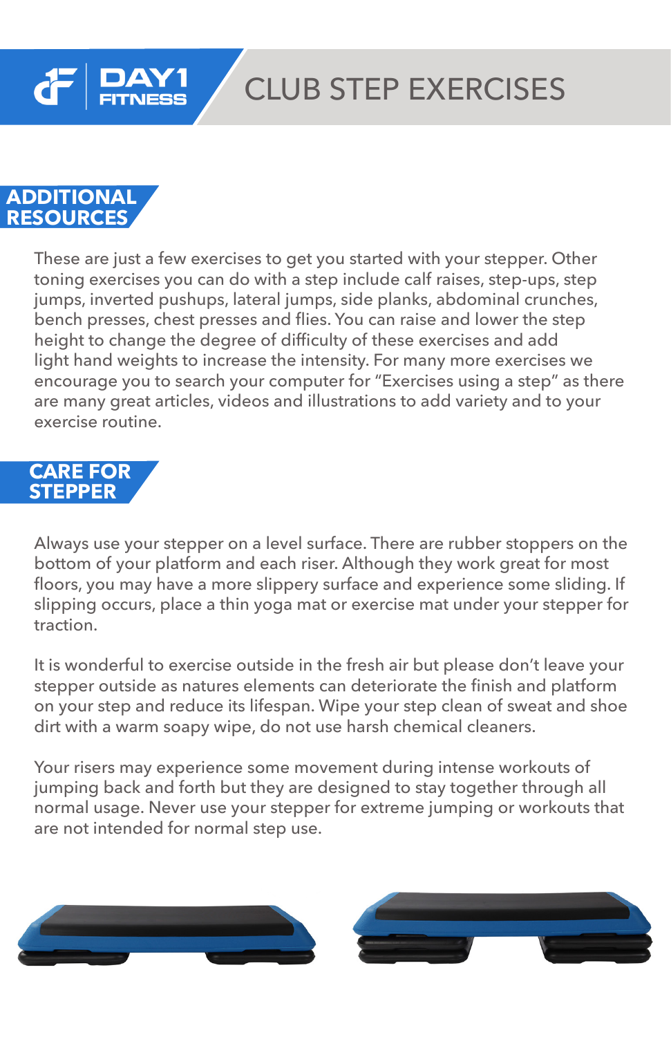# CLUB STEP EXERCISES

## ADDITIONAL RESOURCES

These are just a few exercises to get you started with your stepper. Other toning exercises you can do with a step include calf raises, step-ups, step jumps, inverted pushups, lateral jumps, side planks, abdominal crunches, bench presses, chest presses and flies. You can raise and lower the step height to change the degree of difficulty of these exercises and add light hand weights to increase the intensity. For many more exercises we encourage you to search your computer for "Exercises using a step" as there are many great articles, videos and illustrations to add variety and to your exercise routine.

## CARE FOR STEPPER

Always use your stepper on a level surface. There are rubber stoppers on the bottom of your platform and each riser. Although they work great for most floors, you may have a more slippery surface and experience some sliding. If slipping occurs, place a thin yoga mat or exercise mat under your stepper for traction.

It is wonderful to exercise outside in the fresh air but please don't leave your stepper outside as natures elements can deteriorate the finish and platform on your step and reduce its lifespan. Wipe your step clean of sweat and shoe dirt with a warm soapy wipe, do not use harsh chemical cleaners.

Your risers may experience some movement during intense workouts of jumping back and forth but they are designed to stay together through all normal usage. Never use your stepper for extreme jumping or workouts that are not intended for normal step use.